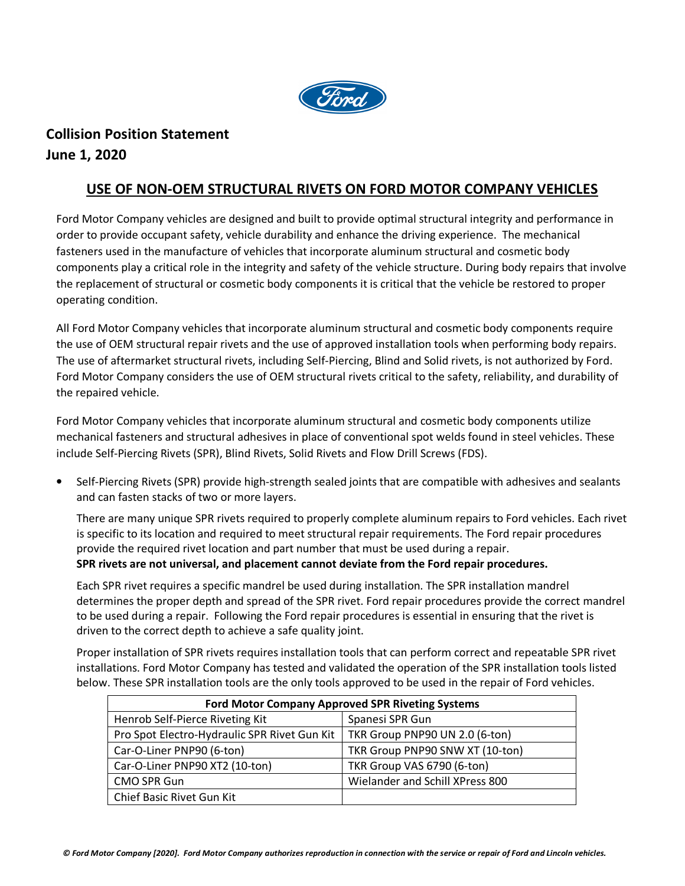**Collision Position Statement**
**June 1, 2020**

## USE OF NON-OEM STRUCTURAL RIVETS ON FORD MOTOR COMPANY VEHICLES

Ford Motor Company vehicles are designed and built to provide optimal structural integrity and performance in order to provide occupant safety, vehicle durability and enhance the driving experience. The mechanical fasteners used in the manufacture of vehicles that incorporate aluminum structural and cosmetic body components play a critical role in the integrity and safety of the vehicle structure. During body repairs that involve the replacement of structural or cosmetic body components it is critical that the vehicle be restored to proper operating condition.

All Ford Motor Company vehicles that incorporate aluminum structural and cosmetic body components require the use of OEM structural repair rivets and the use of approved installation tools when performing body repairs. The use of aftermarket structural rivets, including Self-Piercing, Blind and Solid rivets, is not authorized by Ford. Ford Motor Company considers the use of OEM structural rivets critical to the safety, reliability, and durability of the repaired vehicle.

Ford Motor Company vehicles that incorporate aluminum structural and cosmetic body components utilize mechanical fasteners and structural adhesives in place of conventional spot welds found in steel vehicles. These include Self-Piercing Rivets (SPR), Blind Rivets, Solid Rivets and Flow Drill Screws (FDS).

- Self-Piercing Rivets (SPR) provide high-strength sealed joints that are compatible with adhesives and sealants and can fasten stacks of two or more layers.

  There are many unique SPR rivets required to properly complete aluminum repairs to Ford vehicles. Each rivet is specific to its location and required to meet structural repair requirements. The Ford repair procedures provide the required rivet location and part number that must be used during a repair.
  **SPR rivets are not universal, and placement cannot deviate from the Ford repair procedures.**

  Each SPR rivet requires a specific mandrel be used during installation. The SPR installation mandrel determines the proper depth and spread of the SPR rivet. Ford repair procedures provide the correct mandrel to be used during a repair. Following the Ford repair procedures is essential in ensuring that the rivet is driven to the correct depth to achieve a safe quality joint.

  Proper installation of SPR rivets requires installation tools that can perform correct and repeatable SPR rivet installations. Ford Motor Company has tested and validated the operation of the SPR installation tools listed below. These SPR installation tools are the only tools approved to be used in the repair of Ford vehicles.

| Ford Motor Company Approved SPR Riveting Systems | |
|---|---|
| Henrob Self-Pierce Riveting Kit | Spanesi SPR Gun |
| Pro Spot Electro-Hydraulic SPR Rivet Gun Kit | TKR Group PNP90 UN 2.0 (6-ton) |
| Car-O-Liner PNP90 (6-ton) | TKR Group PNP90 SNW XT (10-ton) |
| Car-O-Liner PNP90 XT2 (10-ton) | TKR Group VAS 6790 (6-ton) |
| CMO SPR Gun | Wielander and Schill XPress 800 |
| Chief Basic Rivet Gun Kit | |

*© Ford Motor Company [2020]. Ford Motor Company authorizes reproduction in connection with the service or repair of Ford and Lincoln vehicles.*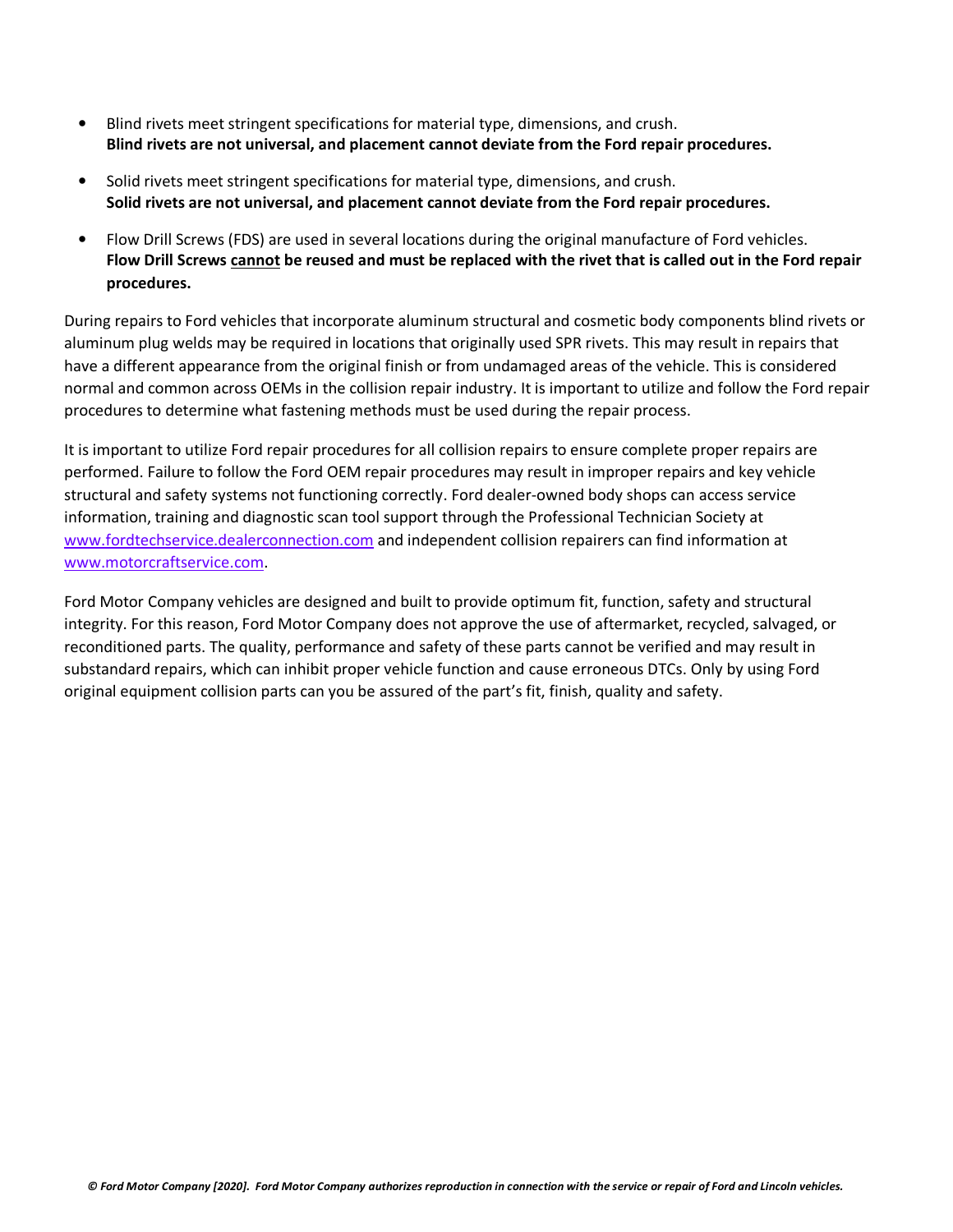- Blind rivets meet stringent specifications for material type, dimensions, and crush.
  **Blind rivets are not universal, and placement cannot deviate from the Ford repair procedures.**

- Solid rivets meet stringent specifications for material type, dimensions, and crush.
  **Solid rivets are not universal, and placement cannot deviate from the Ford repair procedures.**

- Flow Drill Screws (FDS) are used in several locations during the original manufacture of Ford vehicles.
  **Flow Drill Screws <u>cannot</u> be reused and must be replaced with the rivet that is called out in the Ford repair procedures.**

During repairs to Ford vehicles that incorporate aluminum structural and cosmetic body components blind rivets or aluminum plug welds may be required in locations that originally used SPR rivets. This may result in repairs that have a different appearance from the original finish or from undamaged areas of the vehicle. This is considered normal and common across OEMs in the collision repair industry. It is important to utilize and follow the Ford repair procedures to determine what fastening methods must be used during the repair process.

It is important to utilize Ford repair procedures for all collision repairs to ensure complete proper repairs are performed. Failure to follow the Ford OEM repair procedures may result in improper repairs and key vehicle structural and safety systems not functioning correctly. Ford dealer-owned body shops can access service information, training and diagnostic scan tool support through the Professional Technician Society at [www.fordtechservice.dealerconnection.com](www.fordtechservice.dealerconnection.com) and independent collision repairers can find information at [www.motorcraftservice.com](www.motorcraftservice.com).

Ford Motor Company vehicles are designed and built to provide optimum fit, function, safety and structural integrity. For this reason, Ford Motor Company does not approve the use of aftermarket, recycled, salvaged, or reconditioned parts. The quality, performance and safety of these parts cannot be verified and may result in substandard repairs, which can inhibit proper vehicle function and cause erroneous DTCs. Only by using Ford original equipment collision parts can you be assured of the part's fit, finish, quality and safety.

***© Ford Motor Company [2020]. Ford Motor Company authorizes reproduction in connection with the service or repair of Ford and Lincoln vehicles.***